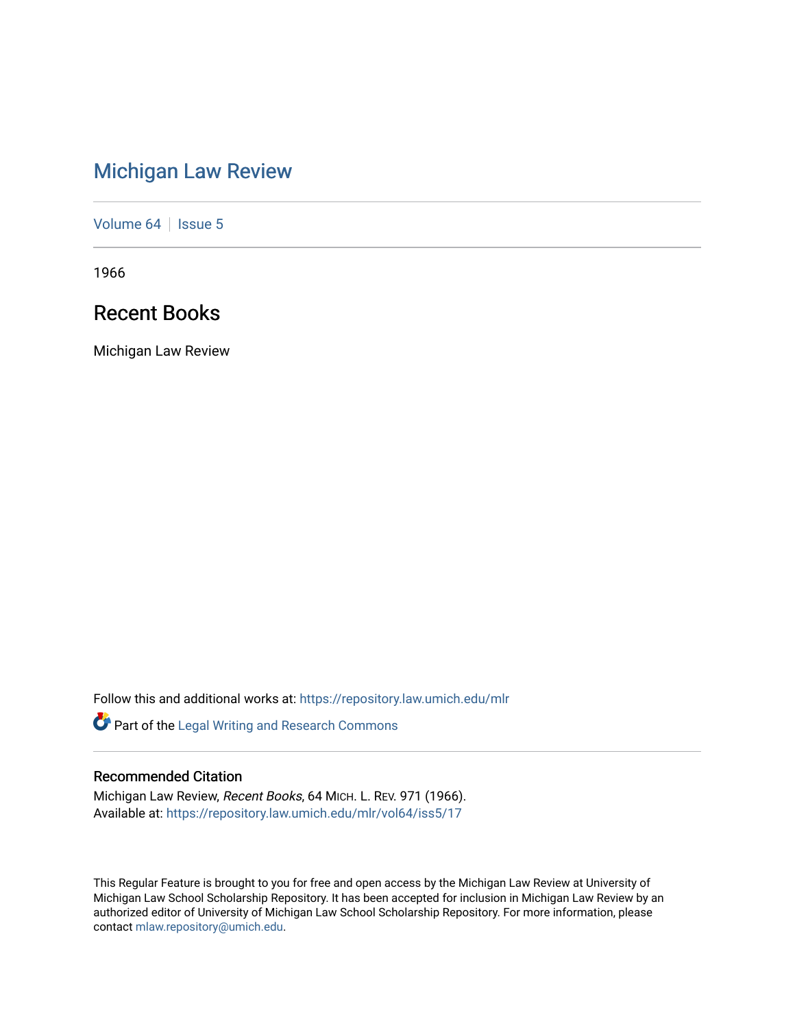# Michigan Law Review

Volume 64 | Issue 5

1966

## Recent Books

Michigan Law Review

Follow this and additional works at: https://repository.law.umich.edu/mlr

Part of the Legal Writing and Research Commons

### Recommended Citation

Michigan Law Review, *Recent Books*, 64 MICH. L. REV. 971 (1966).
Available at: https://repository.law.umich.edu/mlr/vol64/iss5/17

This Regular Feature is brought to you for free and open access by the Michigan Law Review at University of Michigan Law School Scholarship Repository. It has been accepted for inclusion in Michigan Law Review by an authorized editor of University of Michigan Law School Scholarship Repository. For more information, please contact mlaw.repository@umich.edu.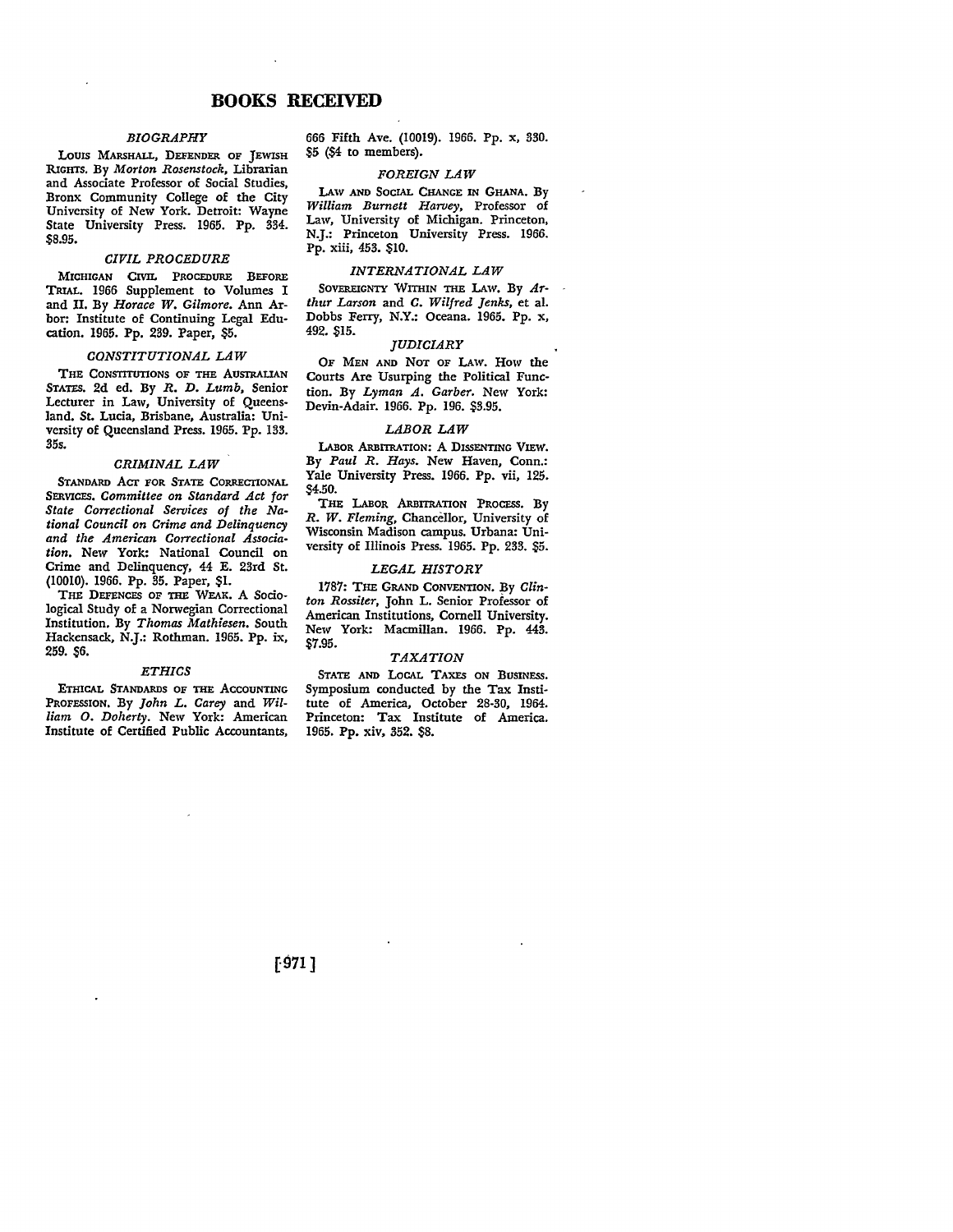# BOOKS RECEIVED

### *BIOGRAPHY*

LOUIS MARSHALL, DEFENDER OF JEWISH RIGHTS. By *Morton Rosenstock*, Librarian and Associate Professor of Social Studies, Bronx Community College of the City University of New York. Detroit: Wayne State University Press. 1965. Pp. 334. $8.95.

### *CIVIL PROCEDURE*

MICHIGAN CIVIL PROCEDURE BEFORE TRIAL. 1966 Supplement to Volumes I and II. By *Horace W. Gilmore*. Ann Arbor: Institute of Continuing Legal Education. 1965. Pp. 239. Paper, $5.

### *CONSTITUTIONAL LAW*

THE CONSTITUTIONS OF THE AUSTRALIAN STATES. 2d ed. By *R. D. Lumb*, Senior Lecturer in Law, University of Queensland. St. Lucia, Brisbane, Australia: University of Queensland Press. 1965. Pp. 133. 35s.

### *CRIMINAL LAW*

STANDARD ACT FOR STATE CORRECTIONAL SERVICES. *Committee on Standard Act for State Correctional Services of the National Council on Crime and Delinquency and the American Correctional Association*. New York: National Council on Crime and Delinquency, 44 E. 23rd St. (10010). 1966. Pp. 35. Paper, $1.

THE DEFENCES OF THE WEAK. A Sociological Study of a Norwegian Correctional Institution. By *Thomas Mathiesen*. South Hackensack, N.J.: Rothman. 1965. Pp. ix, 259. $6.

### *ETHICS*

ETHICAL STANDARDS OF THE ACCOUNTING PROFESSION. By *John L. Carey* and *William O. Doherty*. New York: American Institute of Certified Public Accountants, 666 Fifth Ave. (10019). 1966. Pp. x, 330. $5 ($4 to members).

### *FOREIGN LAW*

LAW AND SOCIAL CHANGE IN GHANA. By *William Burnett Harvey*, Professor of Law, University of Michigan. Princeton, N.J.: Princeton University Press. 1966. Pp. xiii, 453. $10.

### *INTERNATIONAL LAW*

SOVEREIGNTY WITHIN THE LAW. By *Arthur Larson* and *C. Wilfred Jenks*, et al. Dobbs Ferry, N.Y.: Oceana. 1965. Pp. x, 492. $15.

### *JUDICIARY*

OF MEN AND NOT OF LAW. How the Courts Are Usurping the Political Function. By *Lyman A. Garber*. New York: Devin-Adair. 1966. Pp. 196. $3.95.

### *LABOR LAW*

LABOR ARBITRATION: A DISSENTING VIEW. By *Paul R. Hays*. New Haven, Conn.: Yale University Press. 1966. Pp. vii, 125. $4.50.

THE LABOR ARBITRATION PROCESS. By *R. W. Fleming*, Chancellor, University of Wisconsin Madison campus. Urbana: University of Illinois Press. 1965. Pp. 233. $5.

### *LEGAL HISTORY*

1787: THE GRAND CONVENTION. By *Clinton Rossiter*, John L. Senior Professor of American Institutions, Cornell University. New York: Macmillan. 1966. Pp. 443. $7.95.

### *TAXATION*

STATE AND LOCAL TAXES ON BUSINESS. Symposium conducted by the Tax Institute of America, October 28-30, 1964. Princeton: Tax Institute of America. 1965. Pp. xiv, 352. $8.